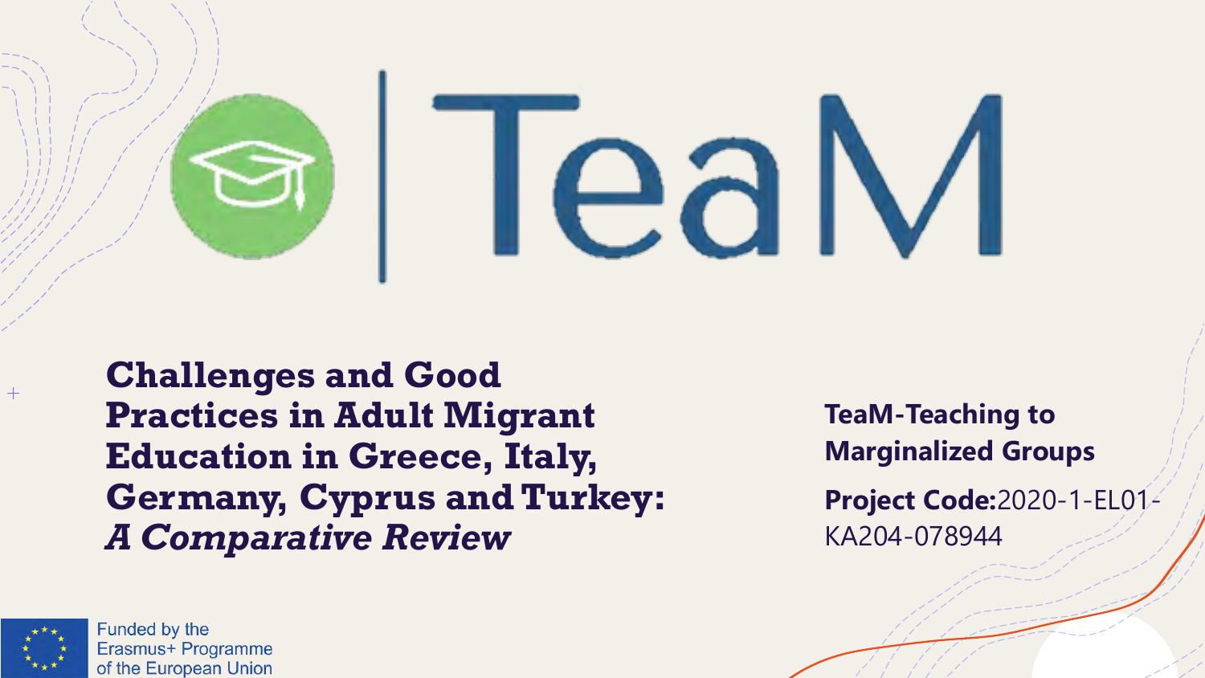# TeaM

# Challenges and Good Practices in Adult Migrant Education in Greece, Italy, Germany, Cyprus and Turkey: *A Comparative Review*

**TeaM-Teaching to Marginalized Groups**

**Project Code:**2020-1-EL01-KA204-078944

Funded by the Erasmus+ Programme of the European Union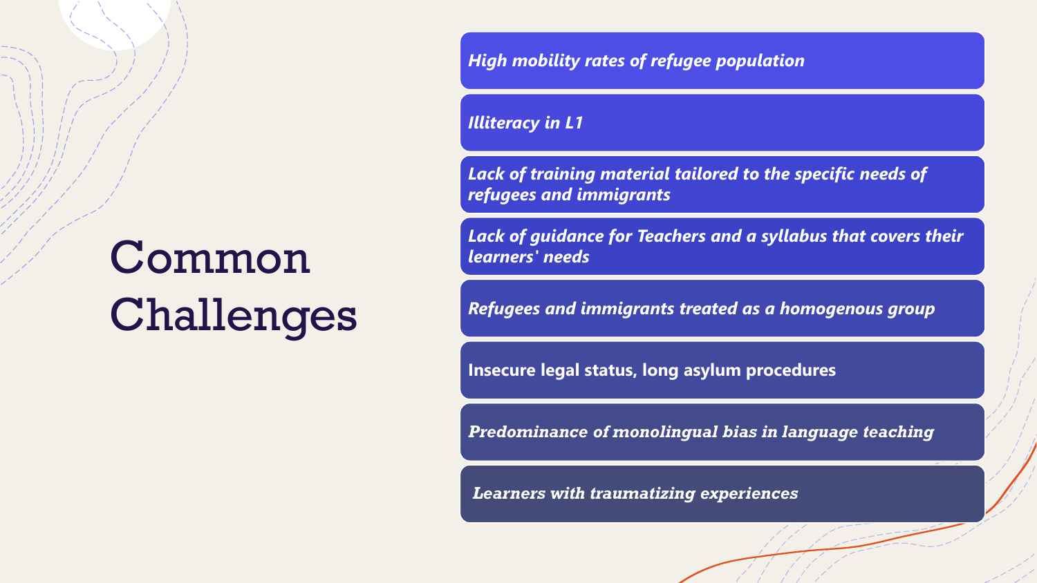# Common Challenges

- *High mobility rates of refugee population*
- *Illiteracy in L1*
- *Lack of training material tailored to the specific needs of refugees and immigrants*
- *Lack of guidance for Teachers and a syllabus that covers their learners' needs*
- *Refugees and immigrants treated as a homogenous group*
- Insecure legal status, long asylum procedures
- *Predominance of monolingual bias in language teaching*
- *Learners with traumatizing experiences*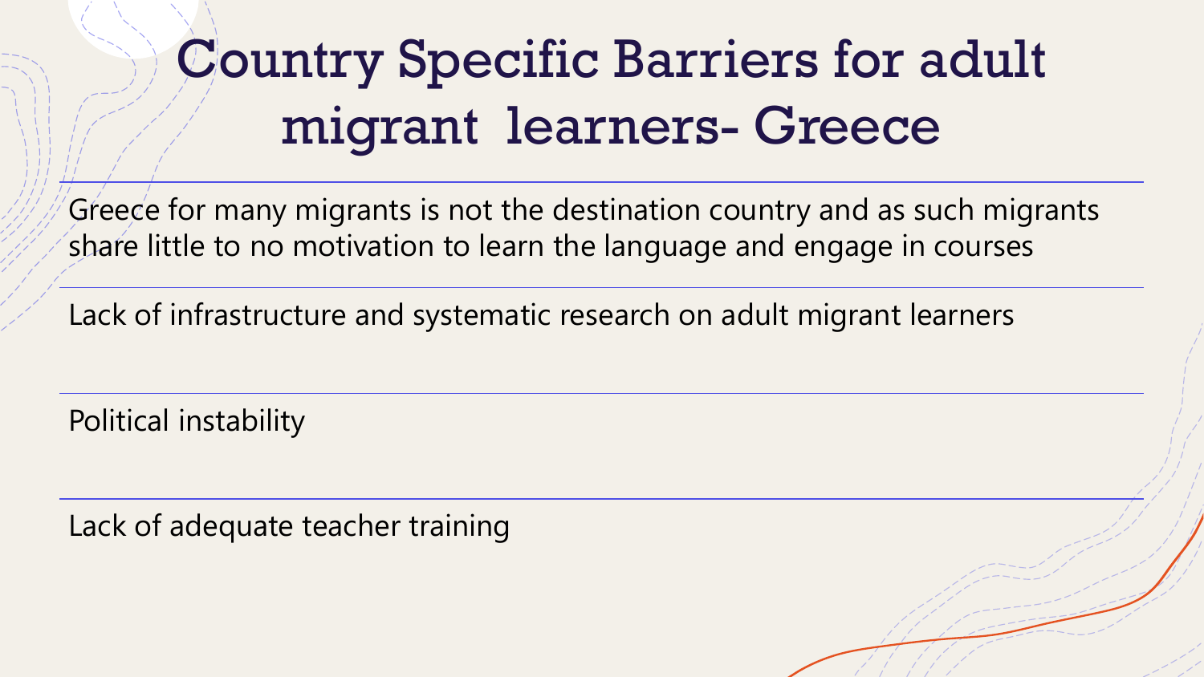# Country Specific Barriers for adult migrant learners- Greece

Greece for many migrants is not the destination country and as such migrants share little to no motivation to learn the language and engage in courses

Lack of infrastructure and systematic research on adult migrant learners

Political instability

Lack of adequate teacher training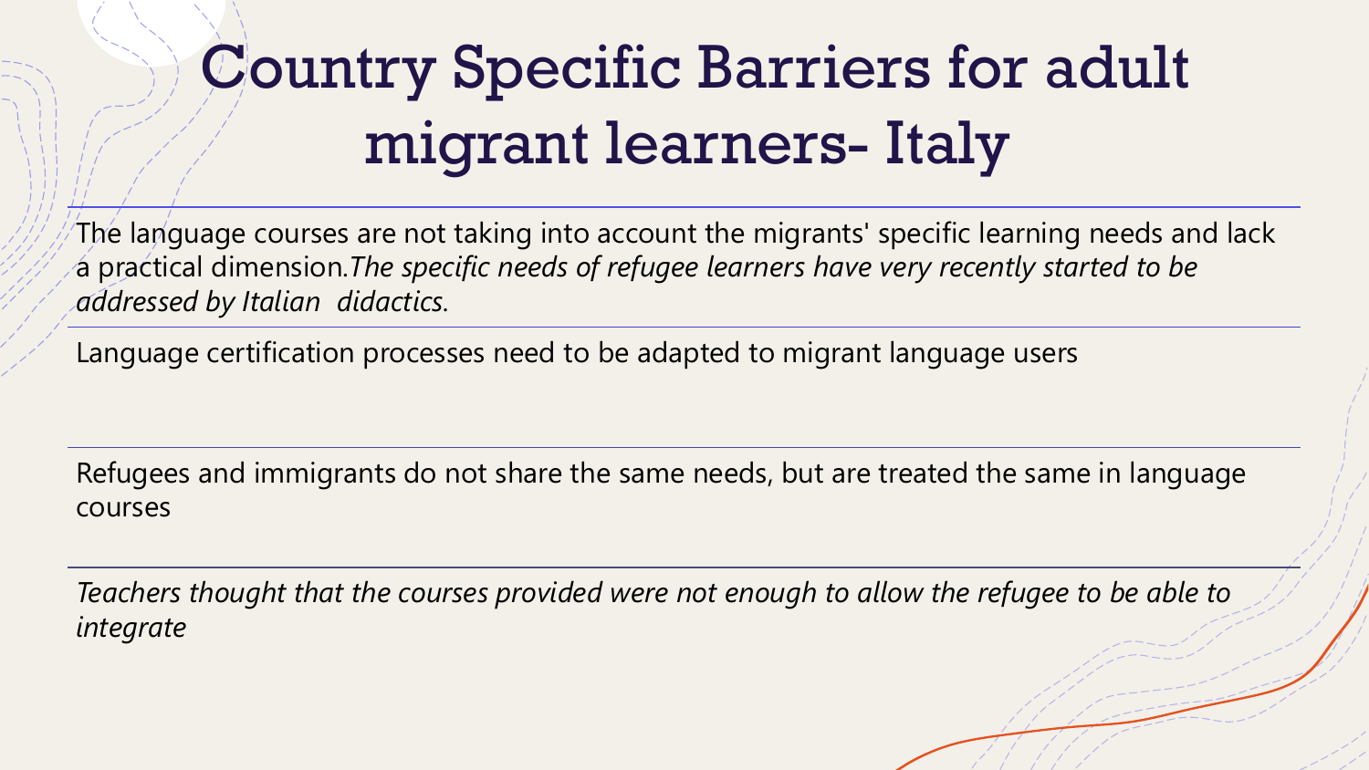# Country Specific Barriers for adult migrant learners- Italy

The language courses are not taking into account the migrants' specific learning needs and lack a practical dimension.*The specific needs of refugee learners have very recently started to be addressed by Italian didactics.*

Language certification processes need to be adapted to migrant language users

Refugees and immigrants do not share the same needs, but are treated the same in language courses

*Teachers thought that the courses provided were not enough to allow the refugee to be able to integrate*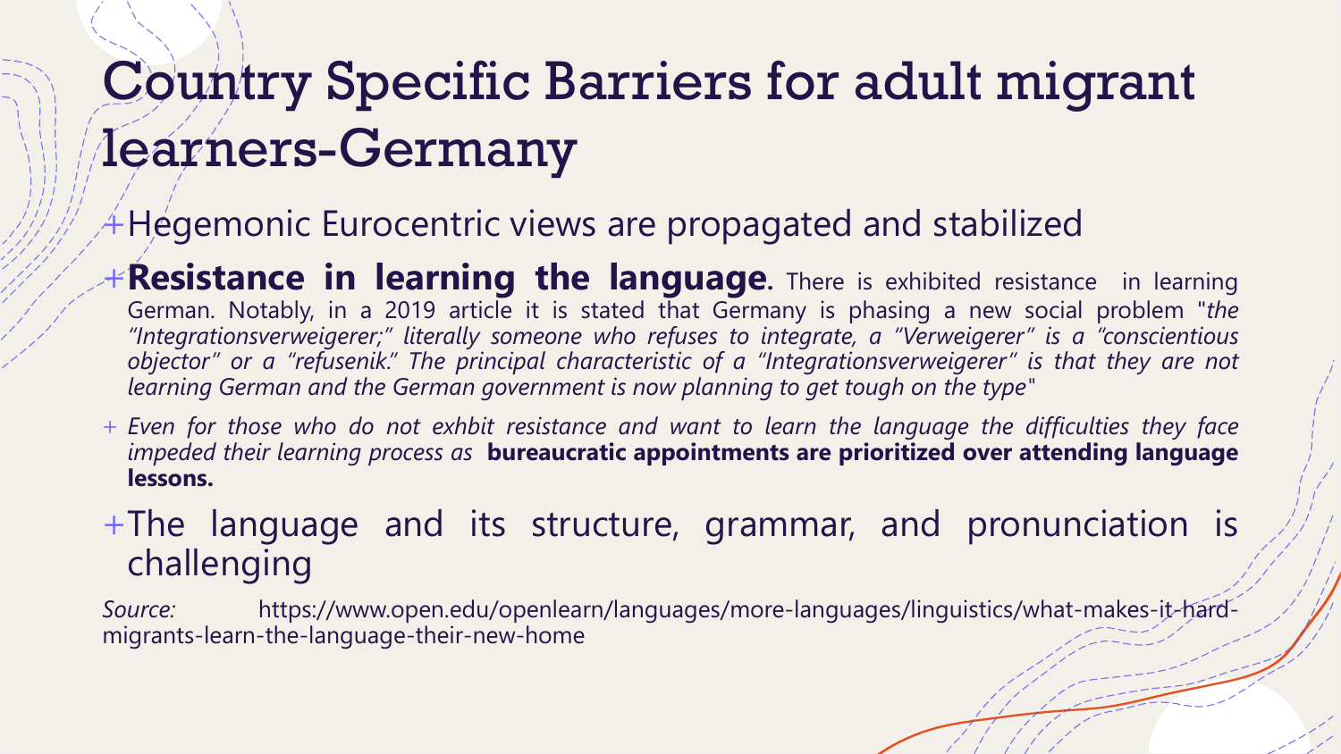# Country Specific Barriers for adult migrant learners-Germany

- Hegemonic Eurocentric views are propagated and stabilized
- **Resistance in learning the language**. There is exhibited resistance in learning German. Notably, in a 2019 article it is stated that Germany is phasing a new social problem "*the "Integrationsverweigerer;" literally someone who refuses to integrate, a "Verweigerer" is a "conscientious objector" or a "refusenik." The principal characteristic of a "Integrationsverweigerer" is that they are not learning German and the German government is now planning to get tough on the type*"
- *Even for those who do not exhbit resistance and want to learn the language the difficulties they face impeded their learning process as* **bureaucratic appointments are prioritized over attending language lessons.**
- The language and its structure, grammar, and pronunciation is challenging

*Source:* https://www.open.edu/openlearn/languages/more-languages/linguistics/what-makes-it-hard-migrants-learn-the-language-their-new-home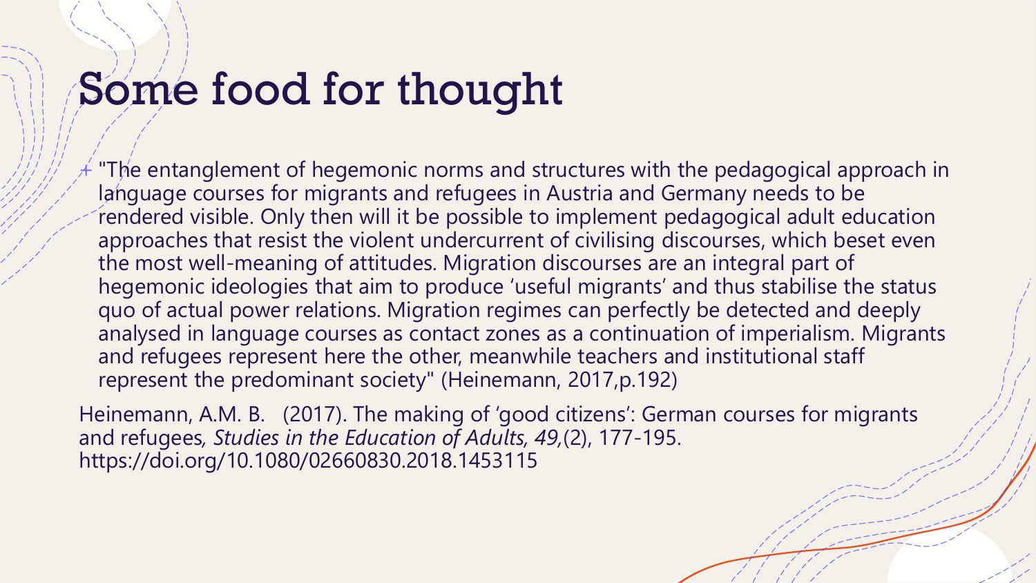# Some food for thought

+ "The entanglement of hegemonic norms and structures with the pedagogical approach in language courses for migrants and refugees in Austria and Germany needs to be rendered visible. Only then will it be possible to implement pedagogical adult education approaches that resist the violent undercurrent of civilising discourses, which beset even the most well-meaning of attitudes. Migration discourses are an integral part of hegemonic ideologies that aim to produce 'useful migrants' and thus stabilise the status quo of actual power relations. Migration regimes can perfectly be detected and deeply analysed in language courses as contact zones as a continuation of imperialism. Migrants and refugees represent here the other, meanwhile teachers and institutional staff represent the predominant society" (Heinemann, 2017,p.192)

Heinemann, A.M. B. (2017). The making of 'good citizens': German courses for migrants and refugees, *Studies in the Education of Adults, 49,*(2), 177-195. https://doi.org/10.1080/02660830.2018.1453115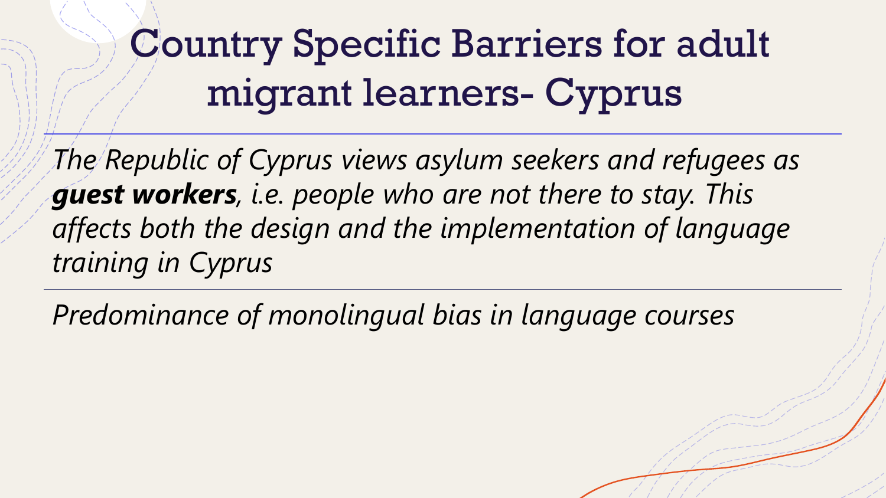# Country Specific Barriers for adult migrant learners- Cyprus

*The Republic of Cyprus views asylum seekers and refugees as* ***guest workers****, i.e. people who are not there to stay. This affects both the design and the implementation of language training in Cyprus*

*Predominance of monolingual bias in language courses*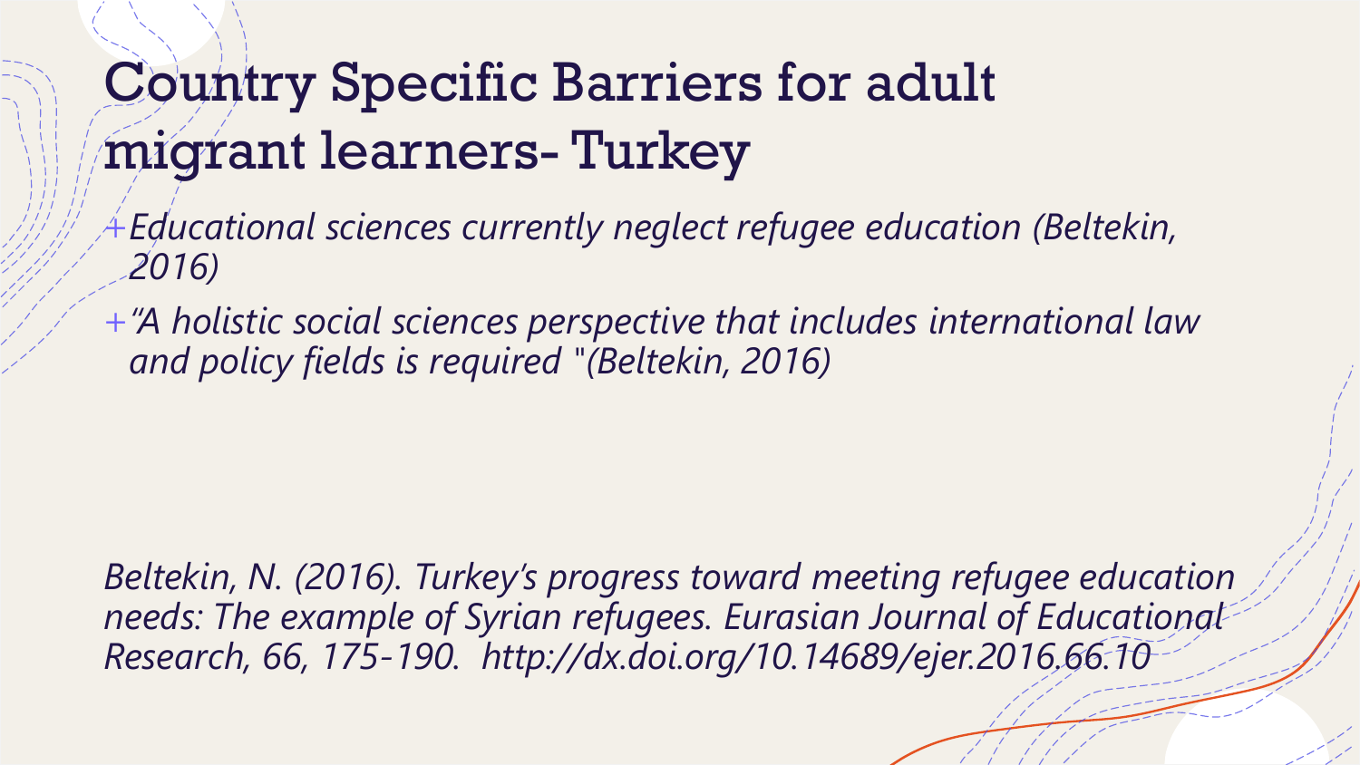# Country Specific Barriers for adult migrant learners- Turkey

- *Educational sciences currently neglect refugee education (Beltekin, 2016)*
- *"A holistic social sciences perspective that includes international law and policy fields is required "(Beltekin, 2016)*

*Beltekin, N. (2016). Turkey's progress toward meeting refugee education needs: The example of Syrian refugees. Eurasian Journal of Educational Research, 66, 175-190. http://dx.doi.org/10.14689/ejer.2016.66.10*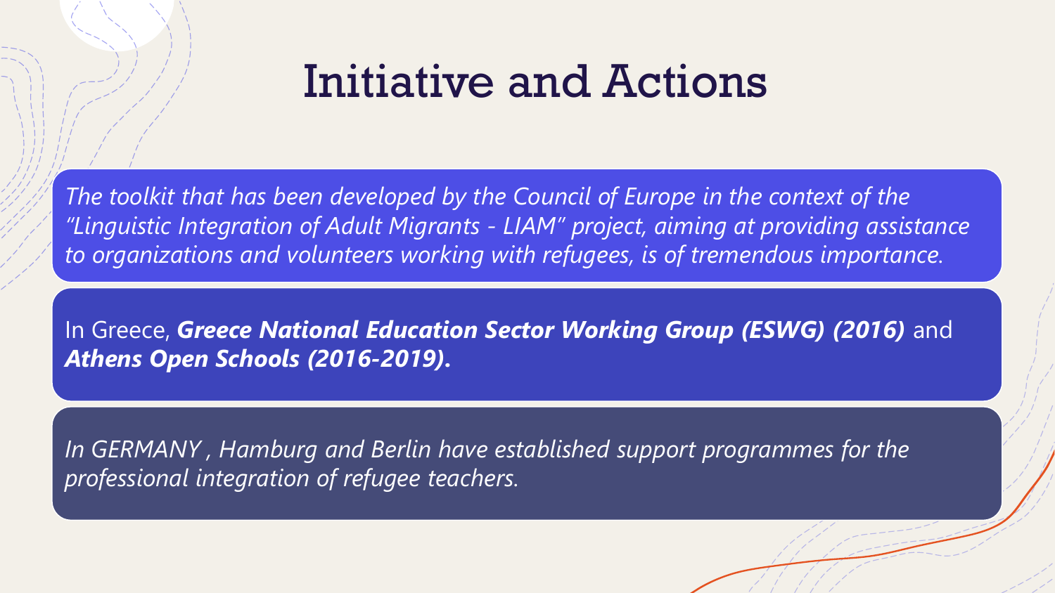# Initiative and Actions

*The toolkit that has been developed by the Council of Europe in the context of the "Linguistic Integration of Adult Migrants - LIAM" project, aiming at providing assistance to organizations and volunteers working with refugees, is of tremendous importance.*

In Greece, ***Greece National Education Sector Working Group (ESWG) (2016)*** and ***Athens Open Schools (2016-2019).***

*In GERMANY , Hamburg and Berlin have established support programmes for the professional integration of refugee teachers.*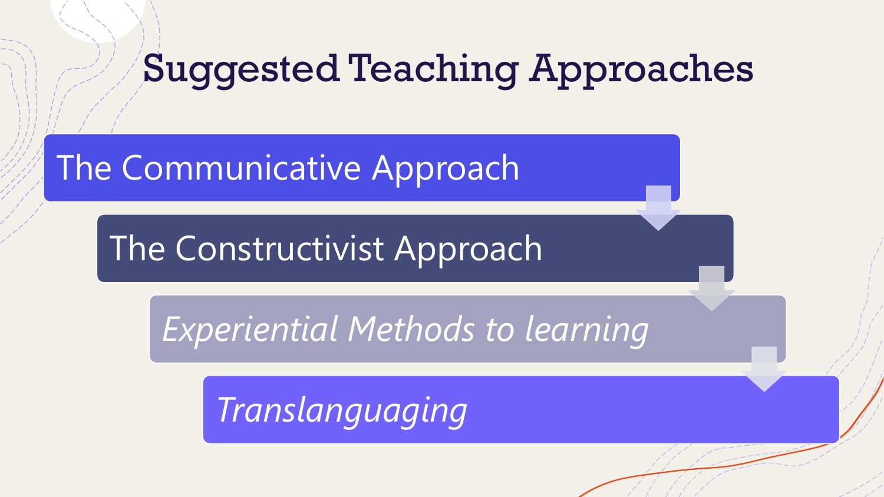# Suggested Teaching Approaches

- The Communicative Approach
- The Constructivist Approach
- *Experiential Methods to learning*
- *Translanguaging*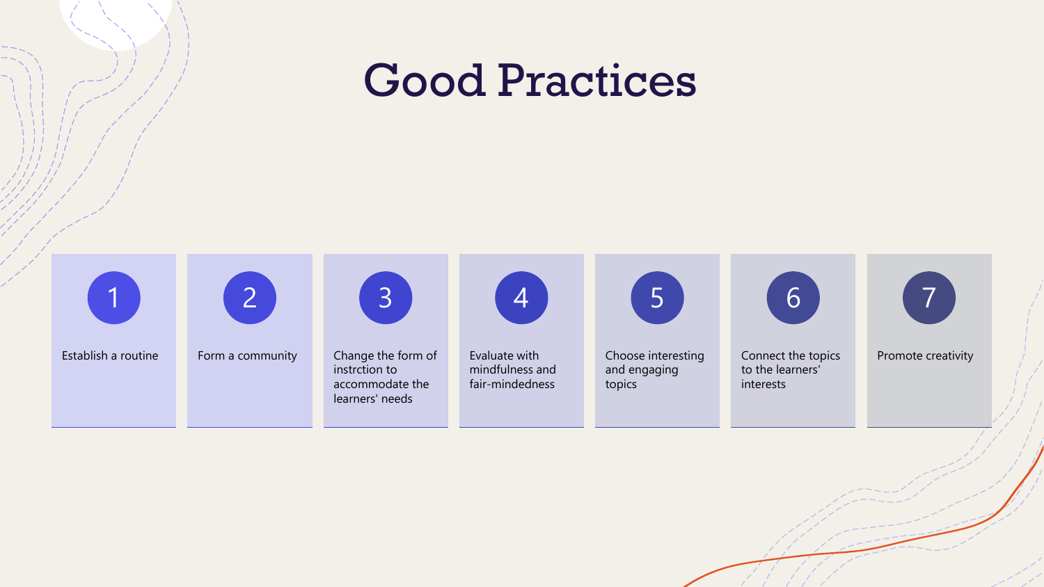# Good Practices

1. Establish a routine
2. Form a community
3. Change the form of instrction to accommodate the learners' needs
4. Evaluate with mindfulness and fair-mindedness
5. Choose interesting and engaging topics
6. Connect the topics to the learners' interests
7. Promote creativity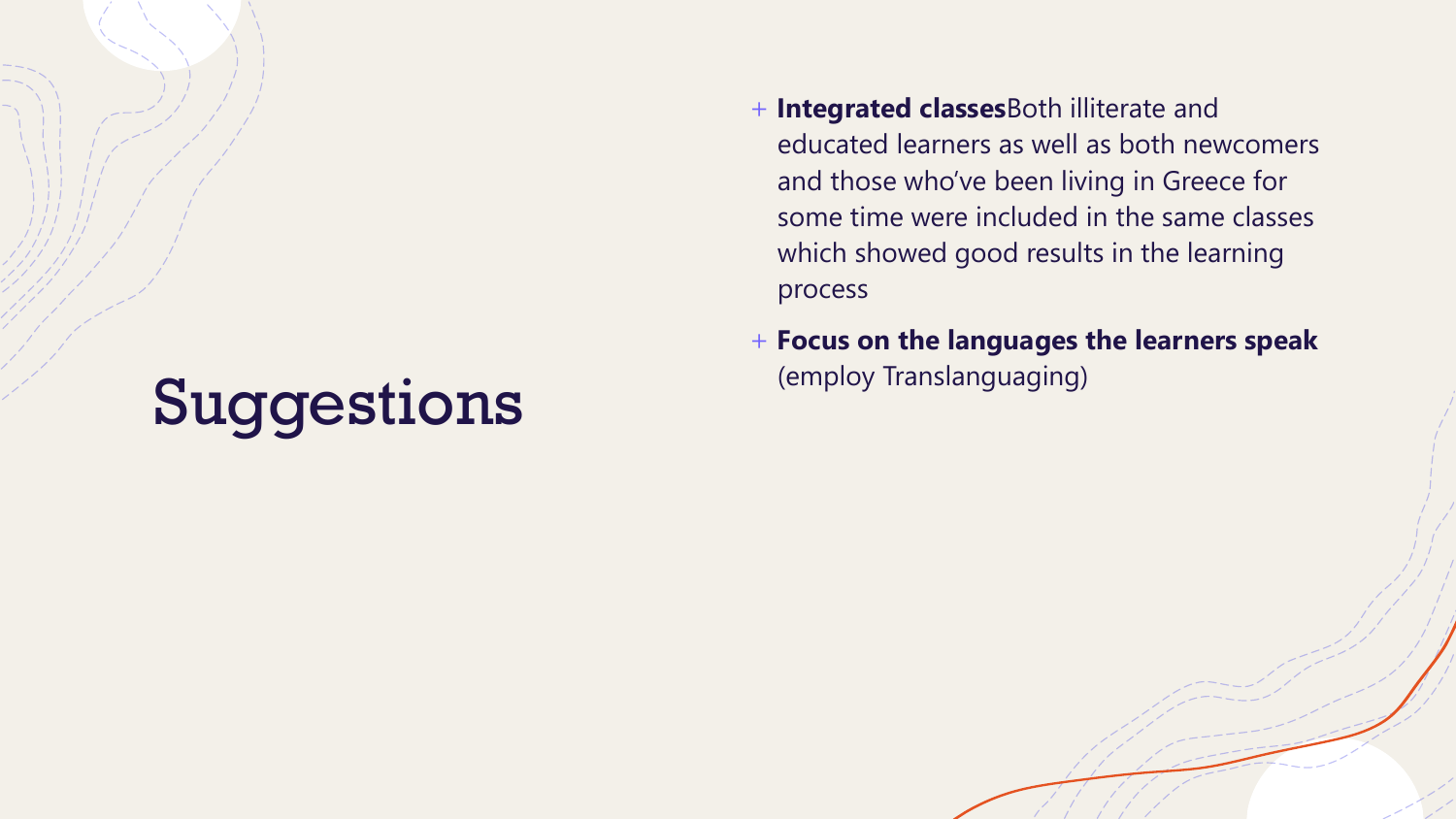# Suggestions

- **Integrated classes**Both illiterate and educated learners as well as both newcomers and those who've been living in Greece for some time were included in the same classes which showed good results in the learning process
- **Focus on the languages the learners speak** (employ Translanguaging)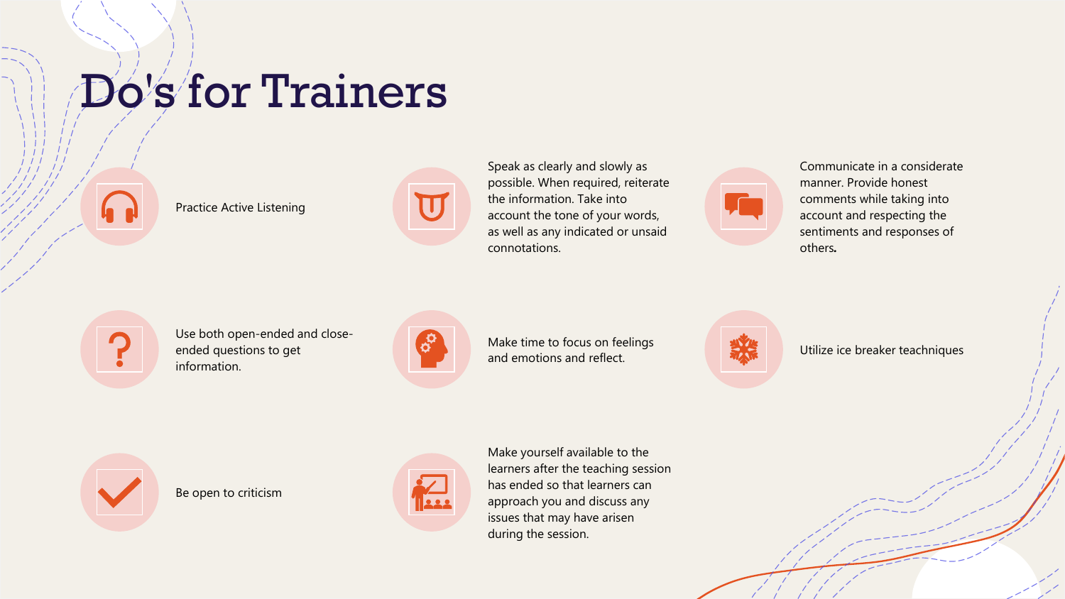# Do's for Trainers

- Practice Active Listening
- Speak as clearly and slowly as possible. When required, reiterate the information. Take into account the tone of your words, as well as any indicated or unsaid connotations.
- Communicate in a considerate manner. Provide honest comments while taking into account and respecting the sentiments and responses of others.
- Use both open-ended and close-ended questions to get information.
- Make time to focus on feelings and emotions and reflect.
- Utilize ice breaker teachniques
- Be open to criticism
- Make yourself available to the learners after the teaching session has ended so that learners can approach you and discuss any issues that may have arisen during the session.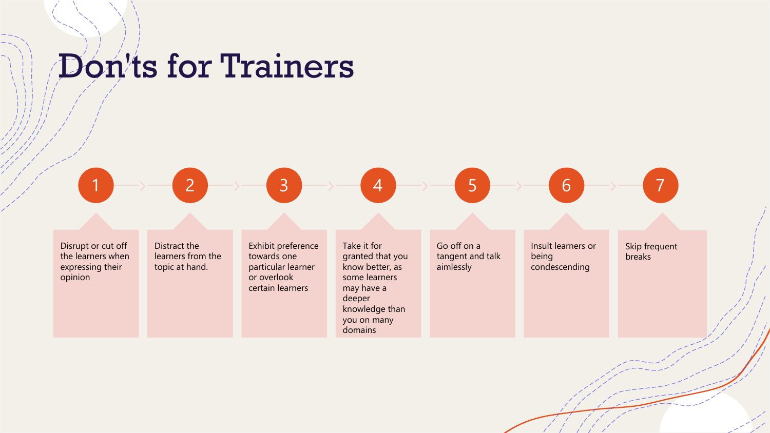# Don'ts for Trainers

1. Disrupt or cut off the learners when expressing their opinion
2. Distract the learners from the topic at hand.
3. Exhibit preference towards one particular learner or overlook certain learners
4. Take it for granted that you know better, as some learners may have a deeper knowledge than you on many domains
5. Go off on a tangent and talk aimlessly
6. Insult learners or being condescending
7. Skip frequent breaks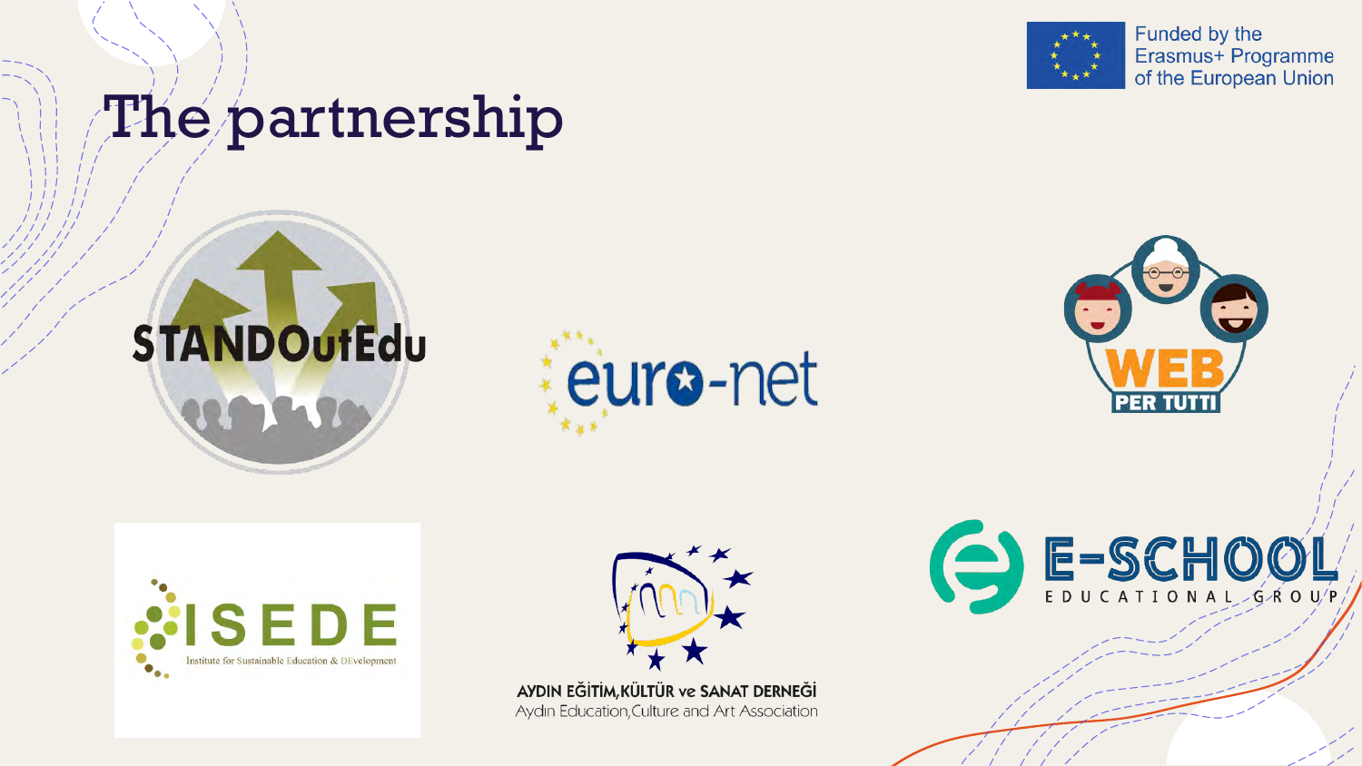Funded by the Erasmus+ Programme of the European Union

# The partnership

STANDOutEdu

euro-net

WEB PER TUTTI

ISEDE
Institute for Sustainable Education & DEvelopment

AYDIN EĞİTİM,KÜLTÜR ve SANAT DERNEĞİ
Aydın Education,Culture and Art Association

E-SCHOOL
EDUCATIONAL GROUP